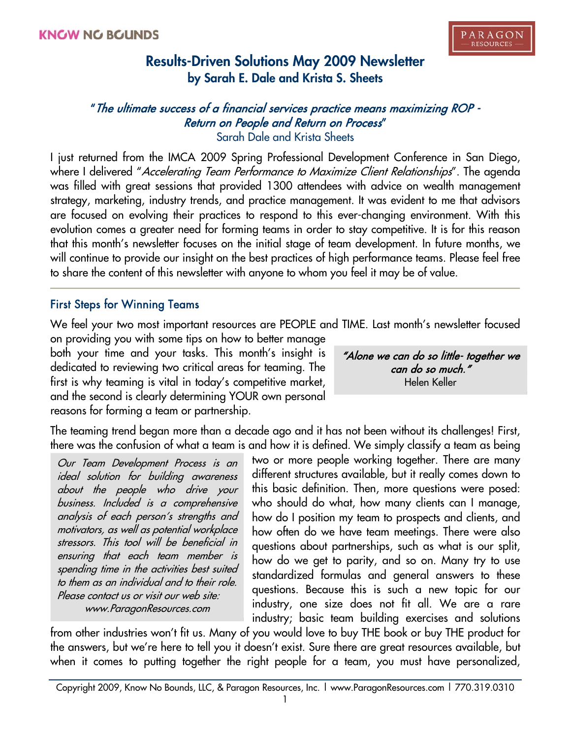KNOW NO BOUNDS

PARAGON RESOURCES

# Results-Driven Solutions May 2009 Newsletter
## by Sarah E. Dale and Krista S. Sheets

*"The ultimate success of a financial services practice means maximizing ROP - Return on People and Return on Process"*
Sarah Dale and Krista Sheets

I just returned from the IMCA 2009 Spring Professional Development Conference in San Diego, where I delivered "*Accelerating Team Performance to Maximize Client Relationships*". The agenda was filled with great sessions that provided 1300 attendees with advice on wealth management strategy, marketing, industry trends, and practice management. It was evident to me that advisors are focused on evolving their practices to respond to this ever-changing environment. With this evolution comes a greater need for forming teams in order to stay competitive. It is for this reason that this month's newsletter focuses on the initial stage of team development. In future months, we will continue to provide our insight on the best practices of high performance teams. Please feel free to share the content of this newsletter with anyone to whom you feel it may be of value.

---

### First Steps for Winning Teams

We feel your two most important resources are PEOPLE and TIME. Last month's newsletter focused on providing you with some tips on how to better manage both your time and your tasks. This month's insight is dedicated to reviewing two critical areas for teaming. The first is why teaming is vital in today's competitive market, and the second is clearly determining YOUR own personal reasons for forming a team or partnership.

> *"Alone we can do so little- together we can do so much."*
> Helen Keller

The teaming trend began more than a decade ago and it has not been without its challenges! First, there was the confusion of what a team is and how it is defined. We simply classify a team as being two or more people working together. There are many different structures available, but it really comes down to this basic definition. Then, more questions were posed: who should do what, how many clients can I manage, how do I position my team to prospects and clients, and how often do we have team meetings. There were also questions about partnerships, such as what is our split, how do we get to parity, and so on. Many try to use standardized formulas and general answers to these questions. Because this is such a new topic for our industry, one size does not fit all. We are a rare industry; basic team building exercises and solutions from other industries won't fit us. Many of you would love to buy THE book or buy THE product for the answers, but we're here to tell you it doesn't exist. Sure there are great resources available, but when it comes to putting together the right people for a team, you must have personalized,

> *Our Team Development Process is an ideal solution for building awareness about the people who drive your business. Included is a comprehensive analysis of each person's strengths and motivators, as well as potential workplace stressors. This tool will be beneficial in ensuring that each team member is spending time in the activities best suited to them as an individual and to their role. Please contact us or visit our web site: www.ParagonResources.com*

Copyright 2009, Know No Bounds, LLC, & Paragon Resources, Inc. | www.ParagonResources.com | 770.319.0310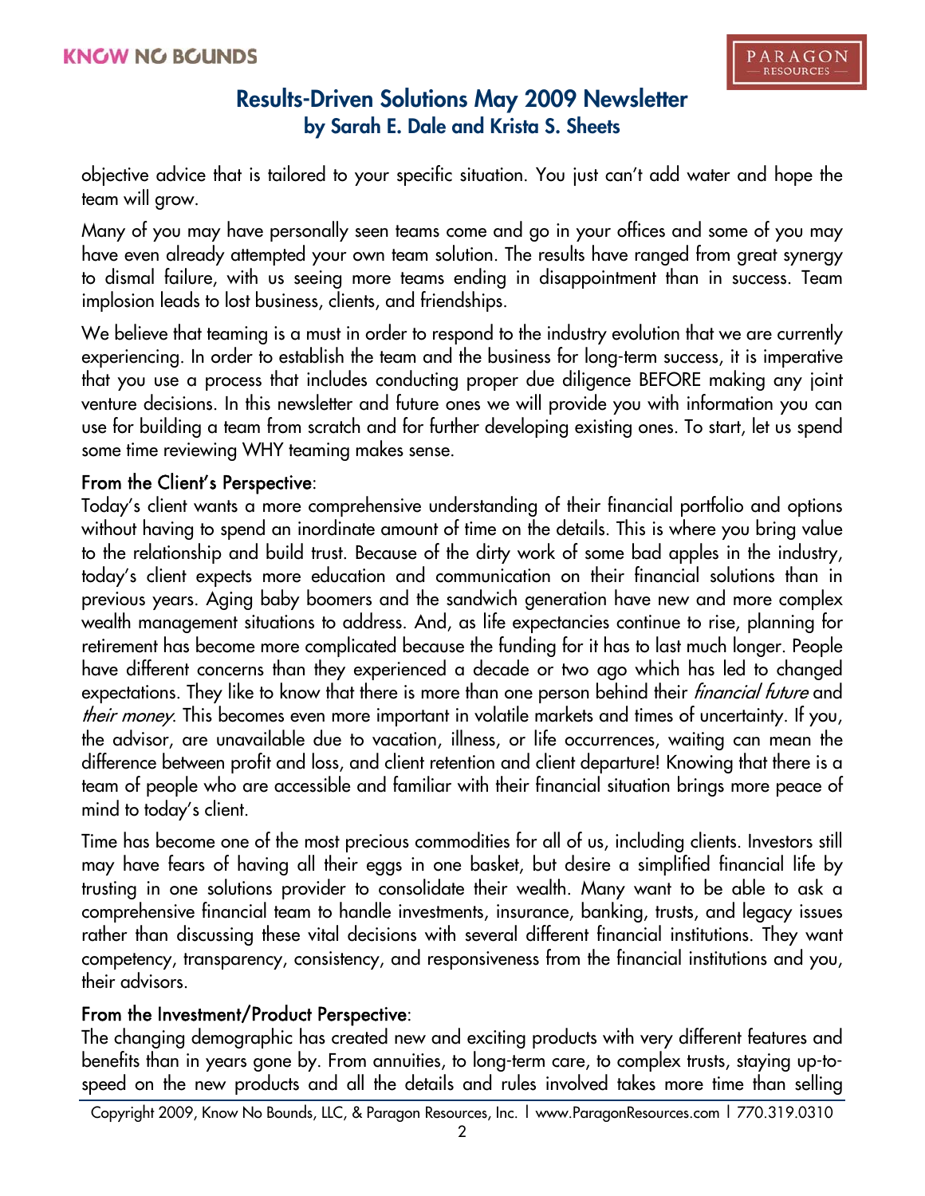objective advice that is tailored to your specific situation. You just can't add water and hope the team will grow.

Many of you may have personally seen teams come and go in your offices and some of you may have even already attempted your own team solution. The results have ranged from great synergy to dismal failure, with us seeing more teams ending in disappointment than in success. Team implosion leads to lost business, clients, and friendships.

We believe that teaming is a must in order to respond to the industry evolution that we are currently experiencing. In order to establish the team and the business for long-term success, it is imperative that you use a process that includes conducting proper due diligence BEFORE making any joint venture decisions. In this newsletter and future ones we will provide you with information you can use for building a team from scratch and for further developing existing ones. To start, let us spend some time reviewing WHY teaming makes sense.

**From the Client's Perspective**:
Today's client wants a more comprehensive understanding of their financial portfolio and options without having to spend an inordinate amount of time on the details. This is where you bring value to the relationship and build trust. Because of the dirty work of some bad apples in the industry, today's client expects more education and communication on their financial solutions than in previous years. Aging baby boomers and the sandwich generation have new and more complex wealth management situations to address. And, as life expectancies continue to rise, planning for retirement has become more complicated because the funding for it has to last much longer. People have different concerns than they experienced a decade or two ago which has led to changed expectations. They like to know that there is more than one person behind their *financial future* and *their money*. This becomes even more important in volatile markets and times of uncertainty. If you, the advisor, are unavailable due to vacation, illness, or life occurrences, waiting can mean the difference between profit and loss, and client retention and client departure! Knowing that there is a team of people who are accessible and familiar with their financial situation brings more peace of mind to today's client.

Time has become one of the most precious commodities for all of us, including clients. Investors still may have fears of having all their eggs in one basket, but desire a simplified financial life by trusting in one solutions provider to consolidate their wealth. Many want to be able to ask a comprehensive financial team to handle investments, insurance, banking, trusts, and legacy issues rather than discussing these vital decisions with several different financial institutions. They want competency, transparency, consistency, and responsiveness from the financial institutions and you, their advisors.

**From the Investment/Product Perspective**:
The changing demographic has created new and exciting products with very different features and benefits than in years gone by. From annuities, to long-term care, to complex trusts, staying up-to-speed on the new products and all the details and rules involved takes more time than selling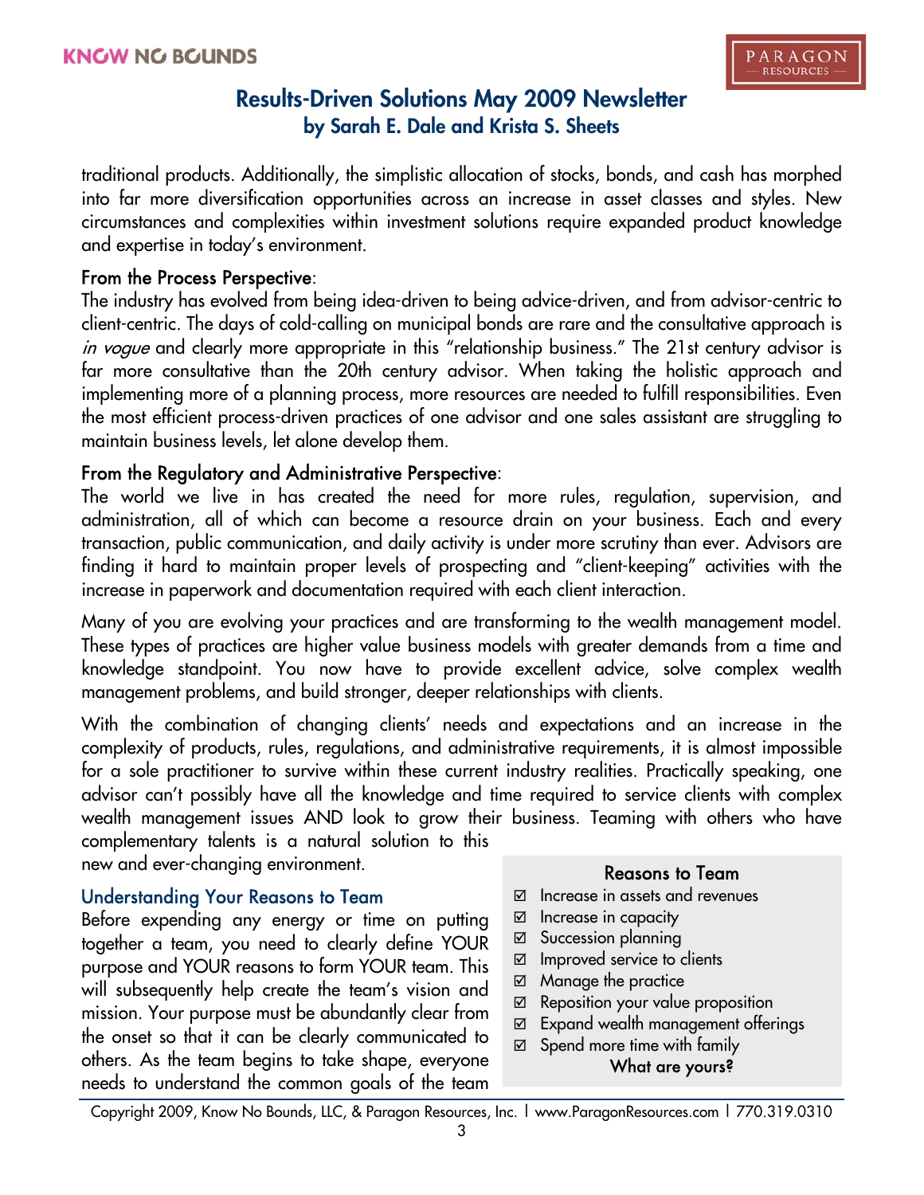traditional products. Additionally, the simplistic allocation of stocks, bonds, and cash has morphed into far more diversification opportunities across an increase in asset classes and styles. New circumstances and complexities within investment solutions require expanded product knowledge and expertise in today's environment.

**From the Process Perspective**:
The industry has evolved from being idea-driven to being advice-driven, and from advisor-centric to client-centric. The days of cold-calling on municipal bonds are rare and the consultative approach is *in vogue* and clearly more appropriate in this "relationship business." The 21st century advisor is far more consultative than the 20th century advisor. When taking the holistic approach and implementing more of a planning process, more resources are needed to fulfill responsibilities. Even the most efficient process-driven practices of one advisor and one sales assistant are struggling to maintain business levels, let alone develop them.

**From the Regulatory and Administrative Perspective**:
The world we live in has created the need for more rules, regulation, supervision, and administration, all of which can become a resource drain on your business. Each and every transaction, public communication, and daily activity is under more scrutiny than ever. Advisors are finding it hard to maintain proper levels of prospecting and "client-keeping" activities with the increase in paperwork and documentation required with each client interaction.

Many of you are evolving your practices and are transforming to the wealth management model. These types of practices are higher value business models with greater demands from a time and knowledge standpoint. You now have to provide excellent advice, solve complex wealth management problems, and build stronger, deeper relationships with clients.

With the combination of changing clients' needs and expectations and an increase in the complexity of products, rules, regulations, and administrative requirements, it is almost impossible for a sole practitioner to survive within these current industry realities. Practically speaking, one advisor can't possibly have all the knowledge and time required to service clients with complex wealth management issues AND look to grow their business. Teaming with others who have complementary talents is a natural solution to this new and ever-changing environment.

## Understanding Your Reasons to Team

Before expending any energy or time on putting together a team, you need to clearly define YOUR purpose and YOUR reasons to form YOUR team. This will subsequently help create the team's vision and mission. Your purpose must be abundantly clear from the onset so that it can be clearly communicated to others. As the team begins to take shape, everyone needs to understand the common goals of the team

**Reasons to Team**

- ☑ Increase in assets and revenues
- ☑ Increase in capacity
- ☑ Succession planning
- ☑ Improved service to clients
- ☑ Manage the practice
- ☑ Reposition your value proposition
- ☑ Expand wealth management offerings
- ☑ Spend more time with family

**What are yours?**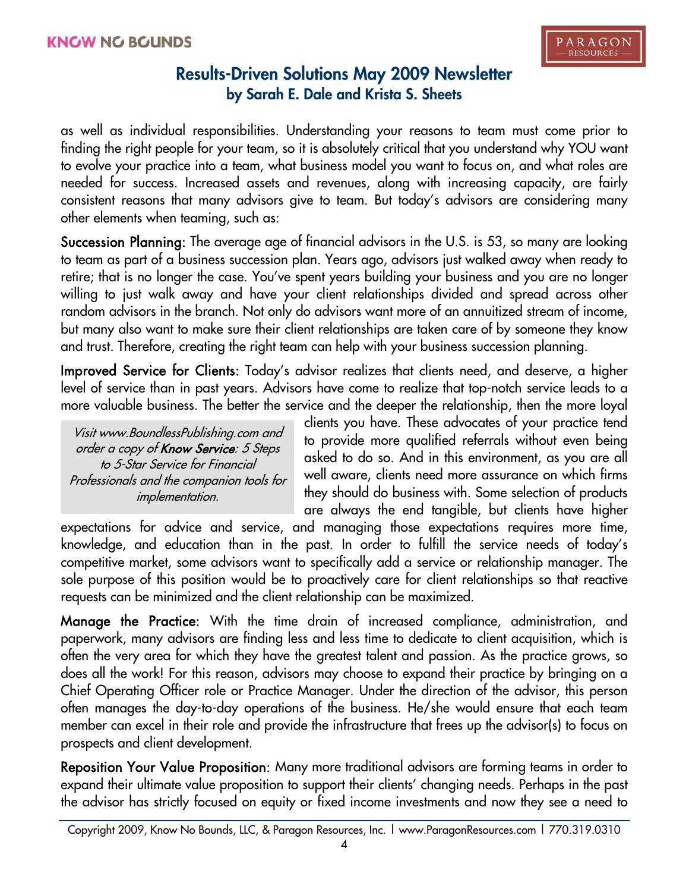as well as individual responsibilities. Understanding your reasons to team must come prior to finding the right people for your team, so it is absolutely critical that you understand why YOU want to evolve your practice into a team, what business model you want to focus on, and what roles are needed for success. Increased assets and revenues, along with increasing capacity, are fairly consistent reasons that many advisors give to team. But today's advisors are considering many other elements when teaming, such as:

**Succession Planning:** The average age of financial advisors in the U.S. is 53, so many are looking to team as part of a business succession plan. Years ago, advisors just walked away when ready to retire; that is no longer the case. You've spent years building your business and you are no longer willing to just walk away and have your client relationships divided and spread across other random advisors in the branch. Not only do advisors want more of an annuitized stream of income, but many also want to make sure their client relationships are taken care of by someone they know and trust. Therefore, creating the right team can help with your business succession planning.

**Improved Service for Clients:** Today's advisor realizes that clients need, and deserve, a higher level of service than in past years. Advisors have come to realize that top-notch service leads to a more valuable business. The better the service and the deeper the relationship, then the more loyal clients you have. These advocates of your practice tend to provide more qualified referrals without even being asked to do so. And in this environment, as you are all well aware, clients need more assurance on which firms they should do business with. Some selection of products are always the end tangible, but clients have higher expectations for advice and service, and managing those expectations requires more time, knowledge, and education than in the past. In order to fulfill the service needs of today's competitive market, some advisors want to specifically add a service or relationship manager. The sole purpose of this position would be to proactively care for client relationships so that reactive requests can be minimized and the client relationship can be maximized.

> *Visit www.BoundlessPublishing.com and order a copy of **Know Service**: 5 Steps to 5-Star Service for Financial Professionals and the companion tools for implementation.*

**Manage the Practice:** With the time drain of increased compliance, administration, and paperwork, many advisors are finding less and less time to dedicate to client acquisition, which is often the very area for which they have the greatest talent and passion. As the practice grows, so does all the work! For this reason, advisors may choose to expand their practice by bringing on a Chief Operating Officer role or Practice Manager. Under the direction of the advisor, this person often manages the day-to-day operations of the business. He/she would ensure that each team member can excel in their role and provide the infrastructure that frees up the advisor(s) to focus on prospects and client development.

**Reposition Your Value Proposition:** Many more traditional advisors are forming teams in order to expand their ultimate value proposition to support their clients' changing needs. Perhaps in the past the advisor has strictly focused on equity or fixed income investments and now they see a need to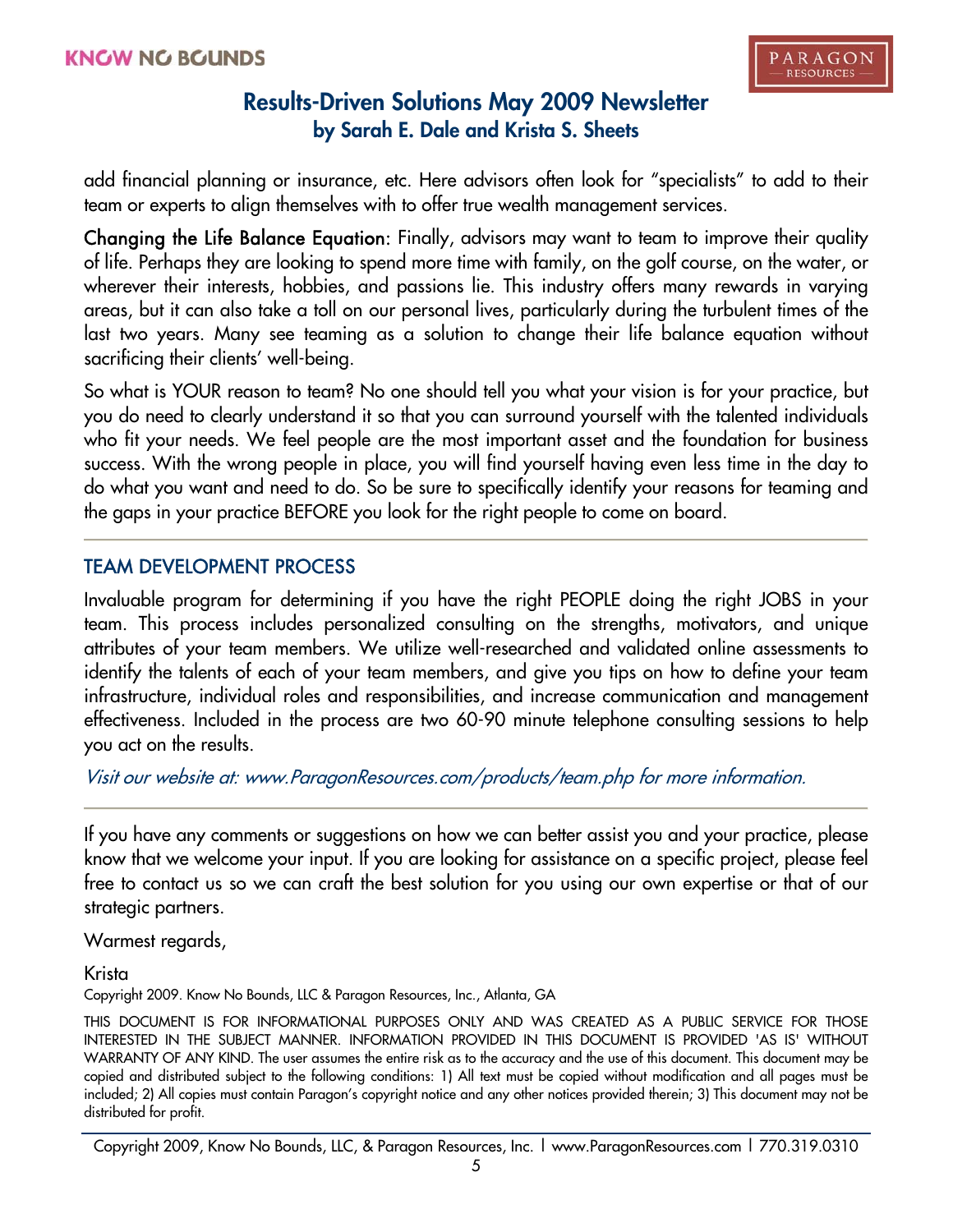add financial planning or insurance, etc. Here advisors often look for "specialists" to add to their team or experts to align themselves with to offer true wealth management services.

**Changing the Life Balance Equation**: Finally, advisors may want to team to improve their quality of life. Perhaps they are looking to spend more time with family, on the golf course, on the water, or wherever their interests, hobbies, and passions lie. This industry offers many rewards in varying areas, but it can also take a toll on our personal lives, particularly during the turbulent times of the last two years. Many see teaming as a solution to change their life balance equation without sacrificing their clients' well-being.

So what is YOUR reason to team? No one should tell you what your vision is for your practice, but you do need to clearly understand it so that you can surround yourself with the talented individuals who fit your needs. We feel people are the most important asset and the foundation for business success. With the wrong people in place, you will find yourself having even less time in the day to do what you want and need to do. So be sure to specifically identify your reasons for teaming and the gaps in your practice BEFORE you look for the right people to come on board.

---

## TEAM DEVELOPMENT PROCESS

Invaluable program for determining if you have the right PEOPLE doing the right JOBS in your team. This process includes personalized consulting on the strengths, motivators, and unique attributes of your team members. We utilize well-researched and validated online assessments to identify the talents of each of your team members, and give you tips on how to define your team infrastructure, individual roles and responsibilities, and increase communication and management effectiveness. Included in the process are two 60-90 minute telephone consulting sessions to help you act on the results.

*Visit our website at: www.ParagonResources.com/products/team.php for more information.*

---

If you have any comments or suggestions on how we can better assist you and your practice, please know that we welcome your input. If you are looking for assistance on a specific project, please feel free to contact us so we can craft the best solution for you using our own expertise or that of our strategic partners.

Warmest regards,

Krista

Copyright 2009. Know No Bounds, LLC & Paragon Resources, Inc., Atlanta, GA

THIS DOCUMENT IS FOR INFORMATIONAL PURPOSES ONLY AND WAS CREATED AS A PUBLIC SERVICE FOR THOSE INTERESTED IN THE SUBJECT MANNER. INFORMATION PROVIDED IN THIS DOCUMENT IS PROVIDED 'AS IS' WITHOUT WARRANTY OF ANY KIND. The user assumes the entire risk as to the accuracy and the use of this document. This document may be copied and distributed subject to the following conditions: 1) All text must be copied without modification and all pages must be included; 2) All copies must contain Paragon's copyright notice and any other notices provided therein; 3) This document may not be distributed for profit.